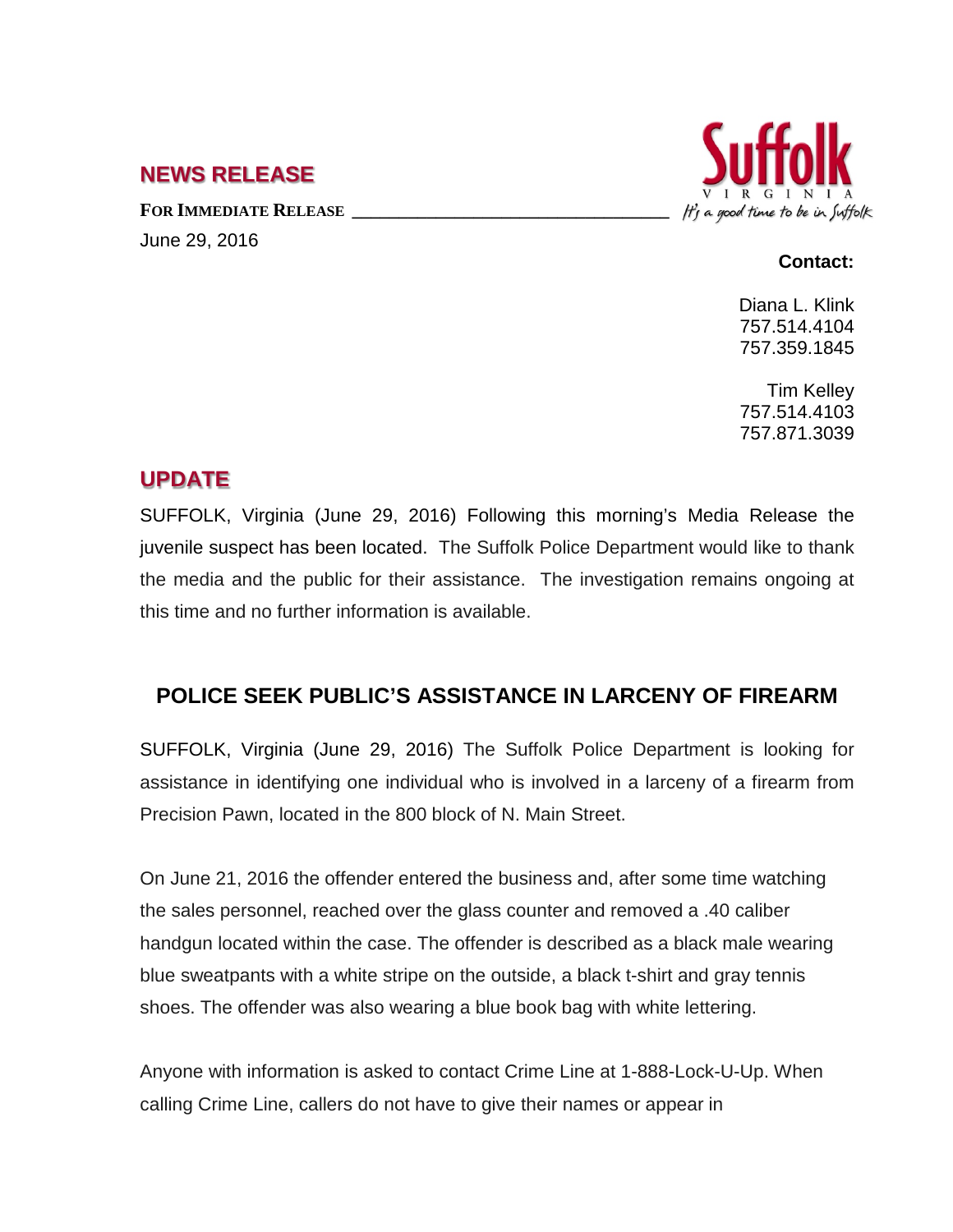## NEWS RELEASE

**FOR IMMEDIATE RELEASE**

June 29, 2016

Suffolk
VIRGINIA
It's a good time to be in Suffolk

**Contact:**

Diana L. Klink
757.514.4104
757.359.1845

Tim Kelley
757.514.4103
757.871.3039

## UPDATE

SUFFOLK, Virginia (June 29, 2016) Following this morning's Media Release the juvenile suspect has been located. The Suffolk Police Department would like to thank the media and the public for their assistance. The investigation remains ongoing at this time and no further information is available.

## POLICE SEEK PUBLIC'S ASSISTANCE IN LARCENY OF FIREARM

SUFFOLK, Virginia (June 29, 2016) The Suffolk Police Department is looking for assistance in identifying one individual who is involved in a larceny of a firearm from Precision Pawn, located in the 800 block of N. Main Street.

On June 21, 2016 the offender entered the business and, after some time watching the sales personnel, reached over the glass counter and removed a .40 caliber handgun located within the case. The offender is described as a black male wearing blue sweatpants with a white stripe on the outside, a black t-shirt and gray tennis shoes. The offender was also wearing a blue book bag with white lettering.

Anyone with information is asked to contact Crime Line at 1-888-Lock-U-Up. When calling Crime Line, callers do not have to give their names or appear in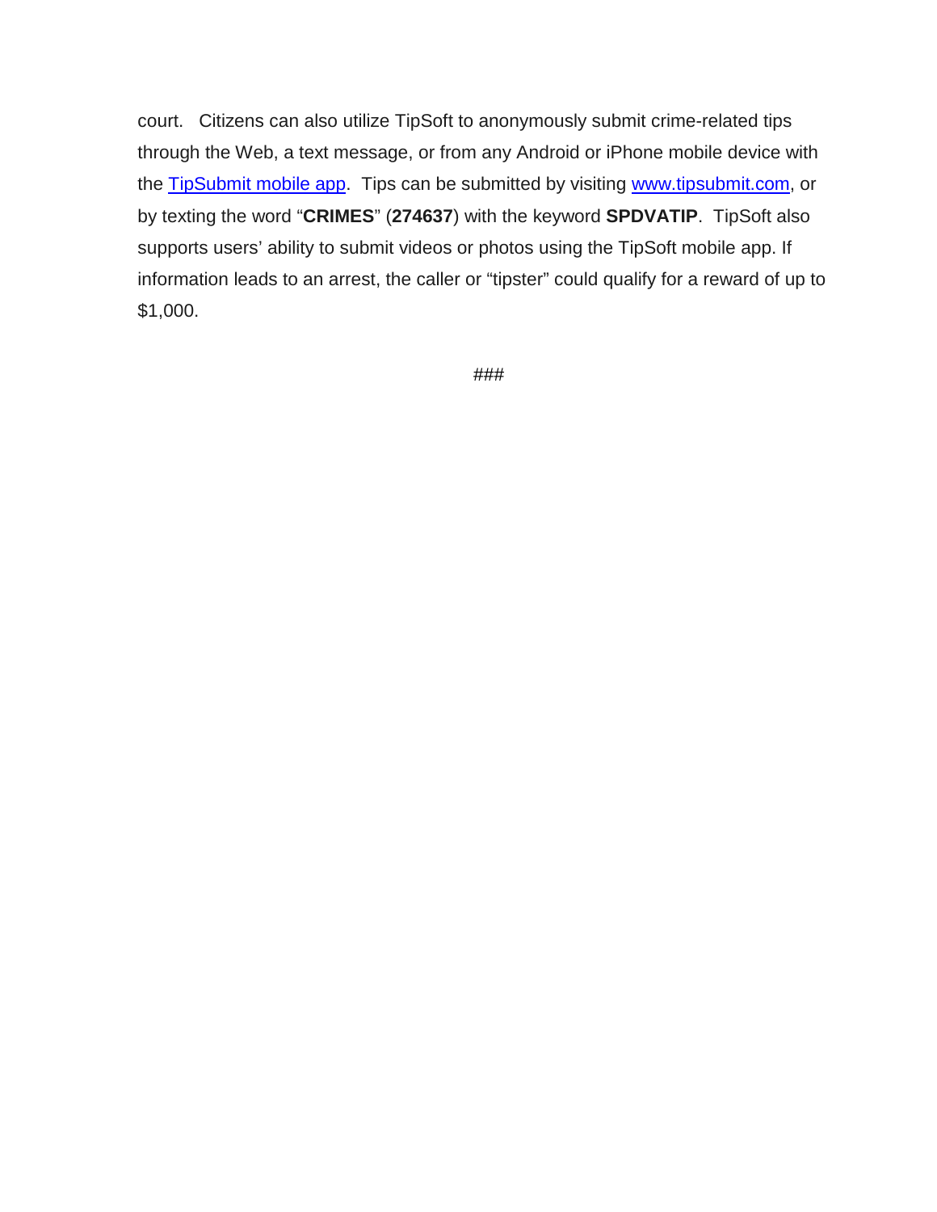court. Citizens can also utilize TipSoft to anonymously submit crime-related tips through the Web, a text message, or from any Android or iPhone mobile device with the TipSubmit mobile app. Tips can be submitted by visiting www.tipsubmit.com, or by texting the word "**CRIMES**" (**274637**) with the keyword **SPDVATIP**. TipSoft also supports users' ability to submit videos or photos using the TipSoft mobile app. If information leads to an arrest, the caller or "tipster" could qualify for a reward of up to $1,000.

###